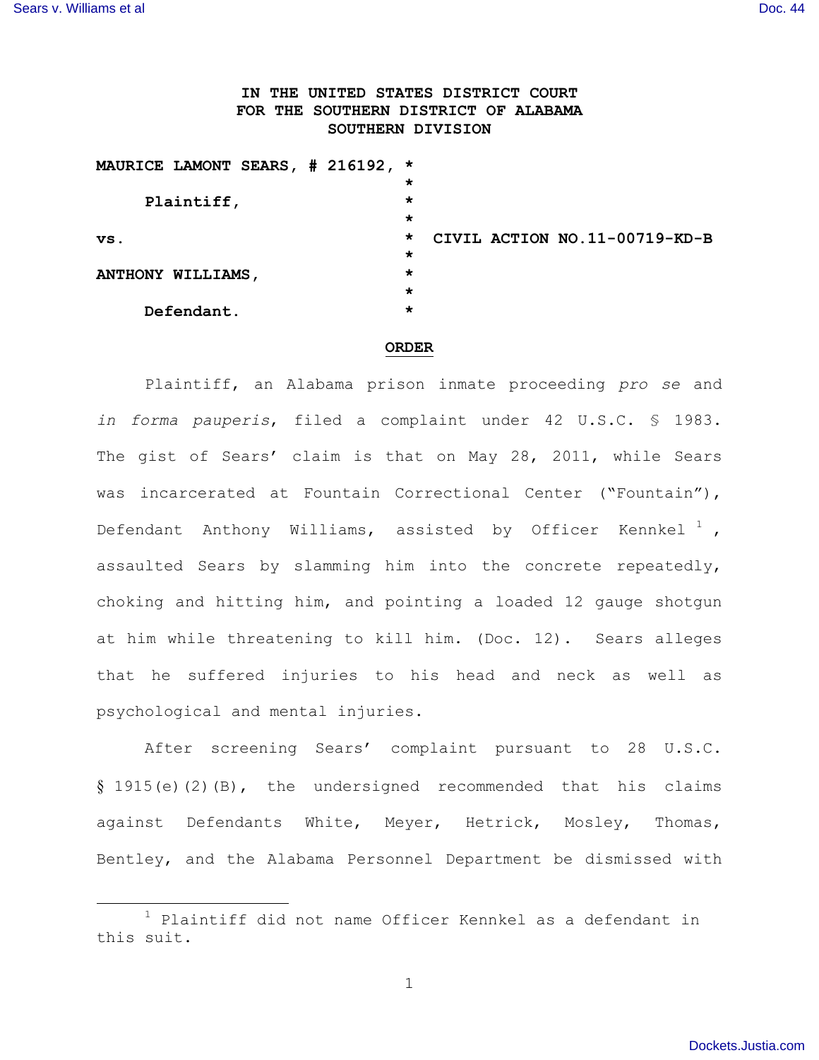**IN THE UNITED STATES DISTRICT COURT**
**FOR THE SOUTHERN DISTRICT OF ALABAMA**
**SOUTHERN DIVISION**

**MAURICE LAMONT SEARS, # 216192,** *
*
**Plaintiff,** *
*
**vs.** * **CIVIL ACTION NO.11-00719-KD-B**
*
**ANTHONY WILLIAMS,** *
*
**Defendant.** *

**ORDER**

Plaintiff, an Alabama prison inmate proceeding *pro se* and *in forma pauperis*, filed a complaint under 42 U.S.C. § 1983. The gist of Sears' claim is that on May 28, 2011, while Sears was incarcerated at Fountain Correctional Center ("Fountain"), Defendant Anthony Williams, assisted by Officer Kennkel [1], assaulted Sears by slamming him into the concrete repeatedly, choking and hitting him, and pointing a loaded 12 gauge shotgun at him while threatening to kill him. (Doc. 12). Sears alleges that he suffered injuries to his head and neck as well as psychological and mental injuries.

After screening Sears' complaint pursuant to 28 U.S.C. § 1915(e)(2)(B), the undersigned recommended that his claims against Defendants White, Meyer, Hetrick, Mosley, Thomas, Bentley, and the Alabama Personnel Department be dismissed with

[1] Plaintiff did not name Officer Kennkel as a defendant in this suit.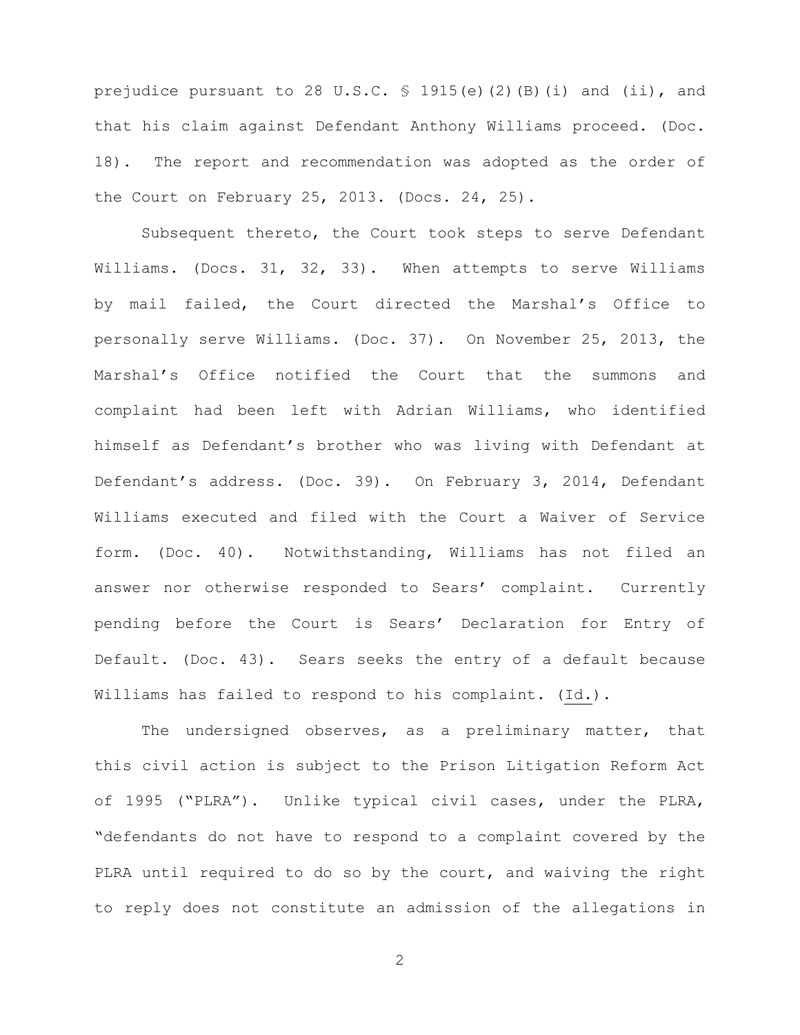prejudice pursuant to 28 U.S.C. § 1915(e)(2)(B)(i) and (ii), and that his claim against Defendant Anthony Williams proceed. (Doc. 18). The report and recommendation was adopted as the order of the Court on February 25, 2013. (Docs. 24, 25).

Subsequent thereto, the Court took steps to serve Defendant Williams. (Docs. 31, 32, 33). When attempts to serve Williams by mail failed, the Court directed the Marshal's Office to personally serve Williams. (Doc. 37). On November 25, 2013, the Marshal's Office notified the Court that the summons and complaint had been left with Adrian Williams, who identified himself as Defendant's brother who was living with Defendant at Defendant's address. (Doc. 39). On February 3, 2014, Defendant Williams executed and filed with the Court a Waiver of Service form. (Doc. 40). Notwithstanding, Williams has not filed an answer nor otherwise responded to Sears' complaint. Currently pending before the Court is Sears' Declaration for Entry of Default. (Doc. 43). Sears seeks the entry of a default because Williams has failed to respond to his complaint. (Id.).

The undersigned observes, as a preliminary matter, that this civil action is subject to the Prison Litigation Reform Act of 1995 ("PLRA"). Unlike typical civil cases, under the PLRA, "defendants do not have to respond to a complaint covered by the PLRA until required to do so by the court, and waiving the right to reply does not constitute an admission of the allegations in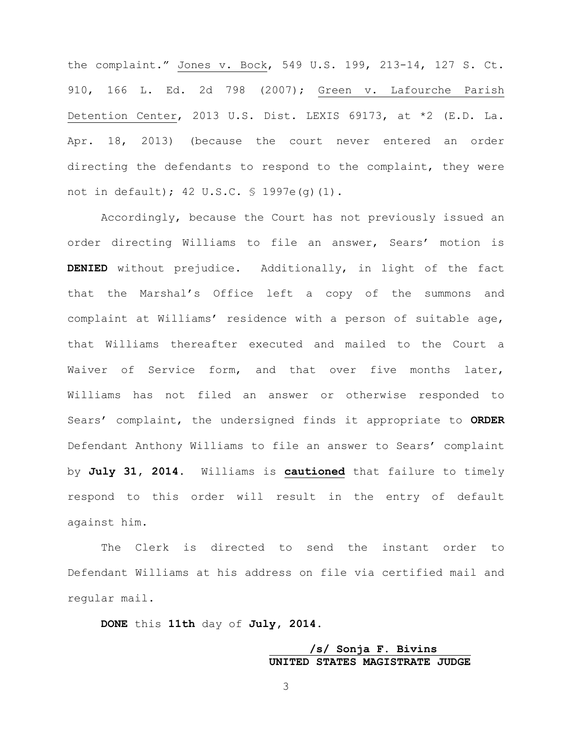the complaint." Jones v. Bock, 549 U.S. 199, 213-14, 127 S. Ct. 910, 166 L. Ed. 2d 798 (2007); Green v. Lafourche Parish Detention Center, 2013 U.S. Dist. LEXIS 69173, at *2 (E.D. La. Apr. 18, 2013) (because the court never entered an order directing the defendants to respond to the complaint, they were not in default); 42 U.S.C. § 1997e(g)(1).

Accordingly, because the Court has not previously issued an order directing Williams to file an answer, Sears' motion is **DENIED** without prejudice. Additionally, in light of the fact that the Marshal's Office left a copy of the summons and complaint at Williams' residence with a person of suitable age, that Williams thereafter executed and mailed to the Court a Waiver of Service form, and that over five months later, Williams has not filed an answer or otherwise responded to Sears' complaint, the undersigned finds it appropriate to **ORDER** Defendant Anthony Williams to file an answer to Sears' complaint by **July 31, 2014.** Williams is **cautioned** that failure to timely respond to this order will result in the entry of default against him.

The Clerk is directed to send the instant order to Defendant Williams at his address on file via certified mail and regular mail.

**DONE** this **11th** day of **July, 2014.**

**/s/ Sonja F. Bivins**
**UNITED STATES MAGISTRATE JUDGE**